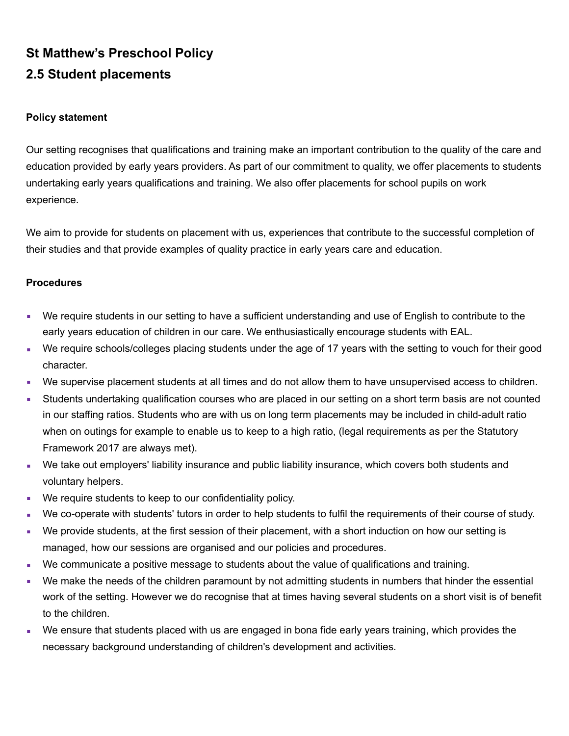# St Matthew's Preschool Policy

## 2.5 Student placements

**Policy statement**

Our setting recognises that qualifications and training make an important contribution to the quality of the care and education provided by early years providers. As part of our commitment to quality, we offer placements to students undertaking early years qualifications and training. We also offer placements for school pupils on work experience.

We aim to provide for students on placement with us, experiences that contribute to the successful completion of their studies and that provide examples of quality practice in early years care and education.

**Procedures**

- We require students in our setting to have a sufficient understanding and use of English to contribute to the early years education of children in our care. We enthusiastically encourage students with EAL.
- We require schools/colleges placing students under the age of 17 years with the setting to vouch for their good character.
- We supervise placement students at all times and do not allow them to have unsupervised access to children.
- Students undertaking qualification courses who are placed in our setting on a short term basis are not counted in our staffing ratios. Students who are with us on long term placements may be included in child-adult ratio when on outings for example to enable us to keep to a high ratio, (legal requirements as per the Statutory Framework 2017 are always met).
- We take out employers' liability insurance and public liability insurance, which covers both students and voluntary helpers.
- We require students to keep to our confidentiality policy.
- We co-operate with students' tutors in order to help students to fulfil the requirements of their course of study.
- We provide students, at the first session of their placement, with a short induction on how our setting is managed, how our sessions are organised and our policies and procedures.
- We communicate a positive message to students about the value of qualifications and training.
- We make the needs of the children paramount by not admitting students in numbers that hinder the essential work of the setting. However we do recognise that at times having several students on a short visit is of benefit to the children.
- We ensure that students placed with us are engaged in bona fide early years training, which provides the necessary background understanding of children's development and activities.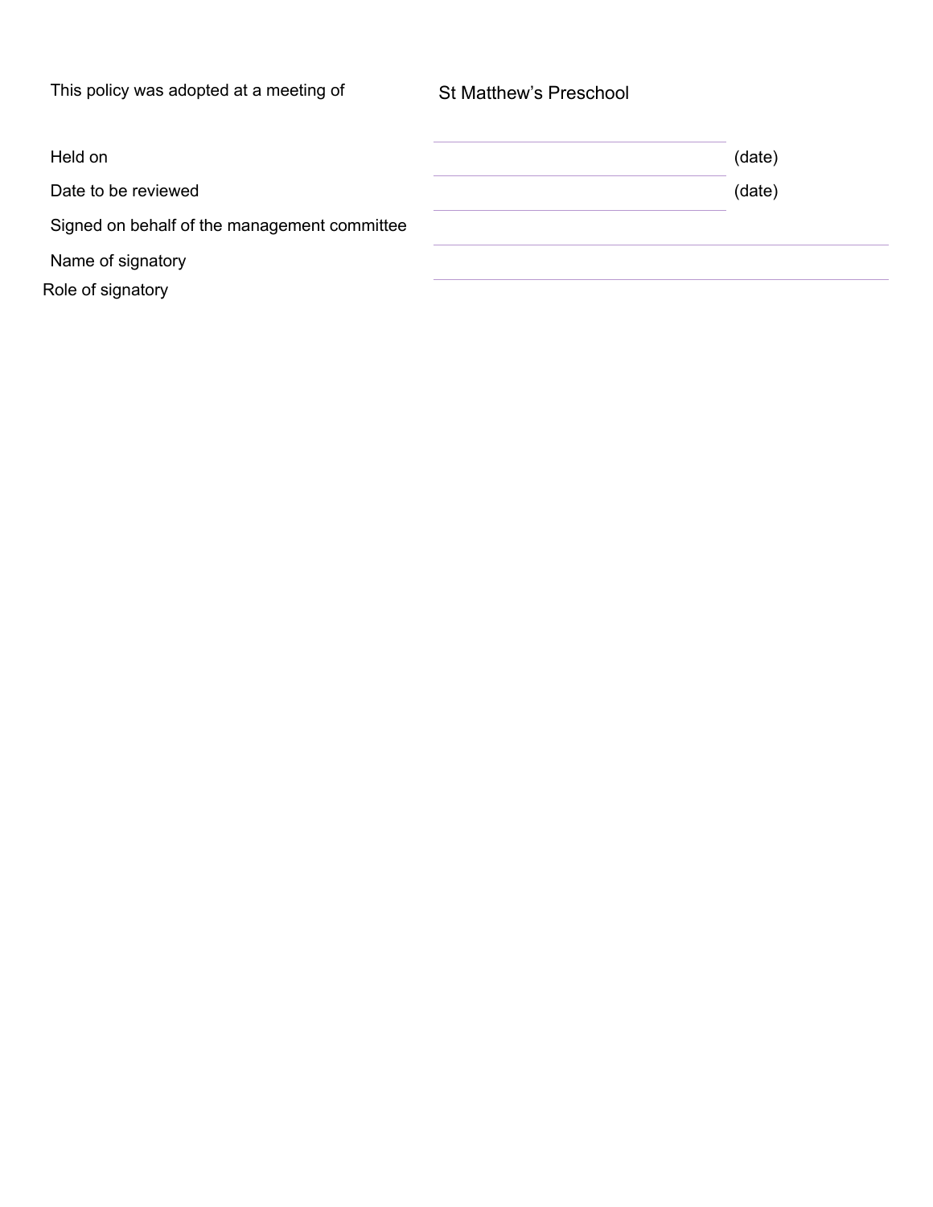| | | |
|---|---|---|
| This policy was adopted at a meeting of | St Matthew’s Preschool | |
| Held on | | (date) |
| Date to be reviewed | | (date) |
| Signed on behalf of the management committee | | |
| Name of signatory | | |
| Role of signatory | | |